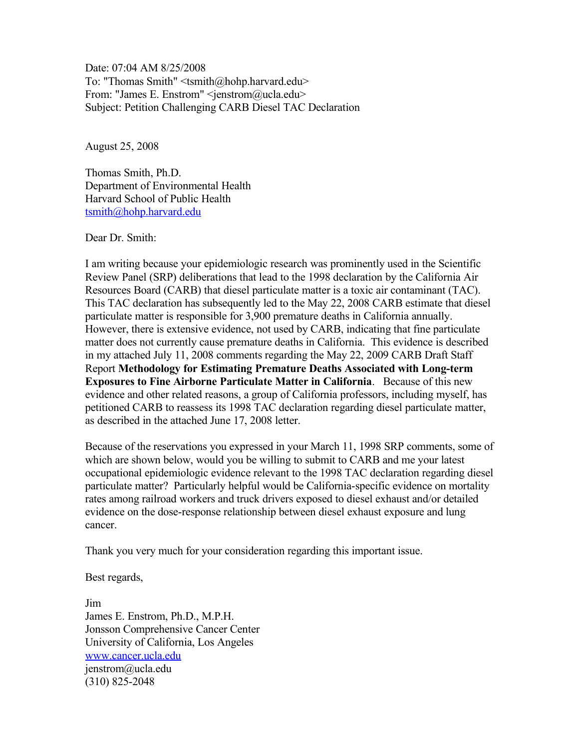Date: 07:04 AM 8/25/2008
To: "Thomas Smith" <tsmith@hohp.harvard.edu>
From: "James E. Enstrom" <jenstrom@ucla.edu>
Subject: Petition Challenging CARB Diesel TAC Declaration

August 25, 2008

Thomas Smith, Ph.D.
Department of Environmental Health
Harvard School of Public Health
tsmith@hohp.harvard.edu

Dear Dr. Smith:

I am writing because your epidemiologic research was prominently used in the Scientific Review Panel (SRP) deliberations that lead to the 1998 declaration by the California Air Resources Board (CARB) that diesel particulate matter is a toxic air contaminant (TAC). This TAC declaration has subsequently led to the May 22, 2008 CARB estimate that diesel particulate matter is responsible for 3,900 premature deaths in California annually. However, there is extensive evidence, not used by CARB, indicating that fine particulate matter does not currently cause premature deaths in California. This evidence is described in my attached July 11, 2008 comments regarding the May 22, 2009 CARB Draft Staff Report **Methodology for Estimating Premature Deaths Associated with Long-term Exposures to Fine Airborne Particulate Matter in California**. Because of this new evidence and other related reasons, a group of California professors, including myself, has petitioned CARB to reassess its 1998 TAC declaration regarding diesel particulate matter, as described in the attached June 17, 2008 letter.

Because of the reservations you expressed in your March 11, 1998 SRP comments, some of which are shown below, would you be willing to submit to CARB and me your latest occupational epidemiologic evidence relevant to the 1998 TAC declaration regarding diesel particulate matter? Particularly helpful would be California-specific evidence on mortality rates among railroad workers and truck drivers exposed to diesel exhaust and/or detailed evidence on the dose-response relationship between diesel exhaust exposure and lung cancer.

Thank you very much for your consideration regarding this important issue.

Best regards,

Jim
James E. Enstrom, Ph.D., M.P.H.
Jonsson Comprehensive Cancer Center
University of California, Los Angeles
www.cancer.ucla.edu
jenstrom@ucla.edu
(310) 825-2048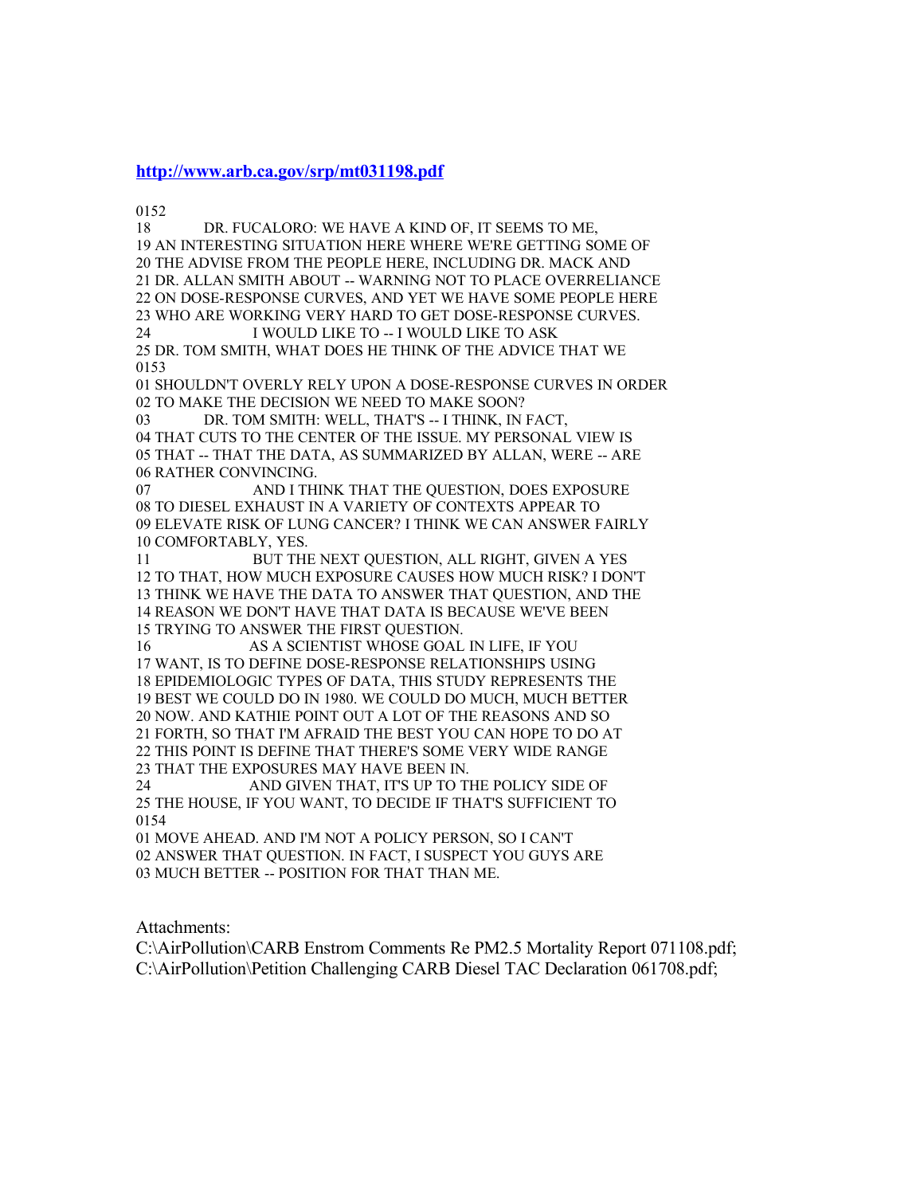**http://www.arb.ca.gov/srp/mt031198.pdf**

0152
18 DR. FUCALORO: WE HAVE A KIND OF, IT SEEMS TO ME,
19 AN INTERESTING SITUATION HERE WHERE WE'RE GETTING SOME OF
20 THE ADVISE FROM THE PEOPLE HERE, INCLUDING DR. MACK AND
21 DR. ALLAN SMITH ABOUT -- WARNING NOT TO PLACE OVERRELIANCE
22 ON DOSE-RESPONSE CURVES, AND YET WE HAVE SOME PEOPLE HERE
23 WHO ARE WORKING VERY HARD TO GET DOSE-RESPONSE CURVES.
24 I WOULD LIKE TO -- I WOULD LIKE TO ASK
25 DR. TOM SMITH, WHAT DOES HE THINK OF THE ADVICE THAT WE
0153
01 SHOULDN'T OVERLY RELY UPON A DOSE-RESPONSE CURVES IN ORDER
02 TO MAKE THE DECISION WE NEED TO MAKE SOON?
03 DR. TOM SMITH: WELL, THAT'S -- I THINK, IN FACT,
04 THAT CUTS TO THE CENTER OF THE ISSUE. MY PERSONAL VIEW IS
05 THAT -- THAT THE DATA, AS SUMMARIZED BY ALLAN, WERE -- ARE
06 RATHER CONVINCING.
07 AND I THINK THAT THE QUESTION, DOES EXPOSURE
08 TO DIESEL EXHAUST IN A VARIETY OF CONTEXTS APPEAR TO
09 ELEVATE RISK OF LUNG CANCER? I THINK WE CAN ANSWER FAIRLY
10 COMFORTABLY, YES.
11 BUT THE NEXT QUESTION, ALL RIGHT, GIVEN A YES
12 TO THAT, HOW MUCH EXPOSURE CAUSES HOW MUCH RISK? I DON'T
13 THINK WE HAVE THE DATA TO ANSWER THAT QUESTION, AND THE
14 REASON WE DON'T HAVE THAT DATA IS BECAUSE WE'VE BEEN
15 TRYING TO ANSWER THE FIRST QUESTION.
16 AS A SCIENTIST WHOSE GOAL IN LIFE, IF YOU
17 WANT, IS TO DEFINE DOSE-RESPONSE RELATIONSHIPS USING
18 EPIDEMIOLOGIC TYPES OF DATA, THIS STUDY REPRESENTS THE
19 BEST WE COULD DO IN 1980. WE COULD DO MUCH, MUCH BETTER
20 NOW. AND KATHIE POINT OUT A LOT OF THE REASONS AND SO
21 FORTH, SO THAT I'M AFRAID THE BEST YOU CAN HOPE TO DO AT
22 THIS POINT IS DEFINE THAT THERE'S SOME VERY WIDE RANGE
23 THAT THE EXPOSURES MAY HAVE BEEN IN.
24 AND GIVEN THAT, IT'S UP TO THE POLICY SIDE OF
25 THE HOUSE, IF YOU WANT, TO DECIDE IF THAT'S SUFFICIENT TO
0154
01 MOVE AHEAD. AND I'M NOT A POLICY PERSON, SO I CAN'T
02 ANSWER THAT QUESTION. IN FACT, I SUSPECT YOU GUYS ARE
03 MUCH BETTER -- POSITION FOR THAT THAN ME.

Attachments:
C:\AirPollution\CARB Enstrom Comments Re PM2.5 Mortality Report 071108.pdf;
C:\AirPollution\Petition Challenging CARB Diesel TAC Declaration 061708.pdf;